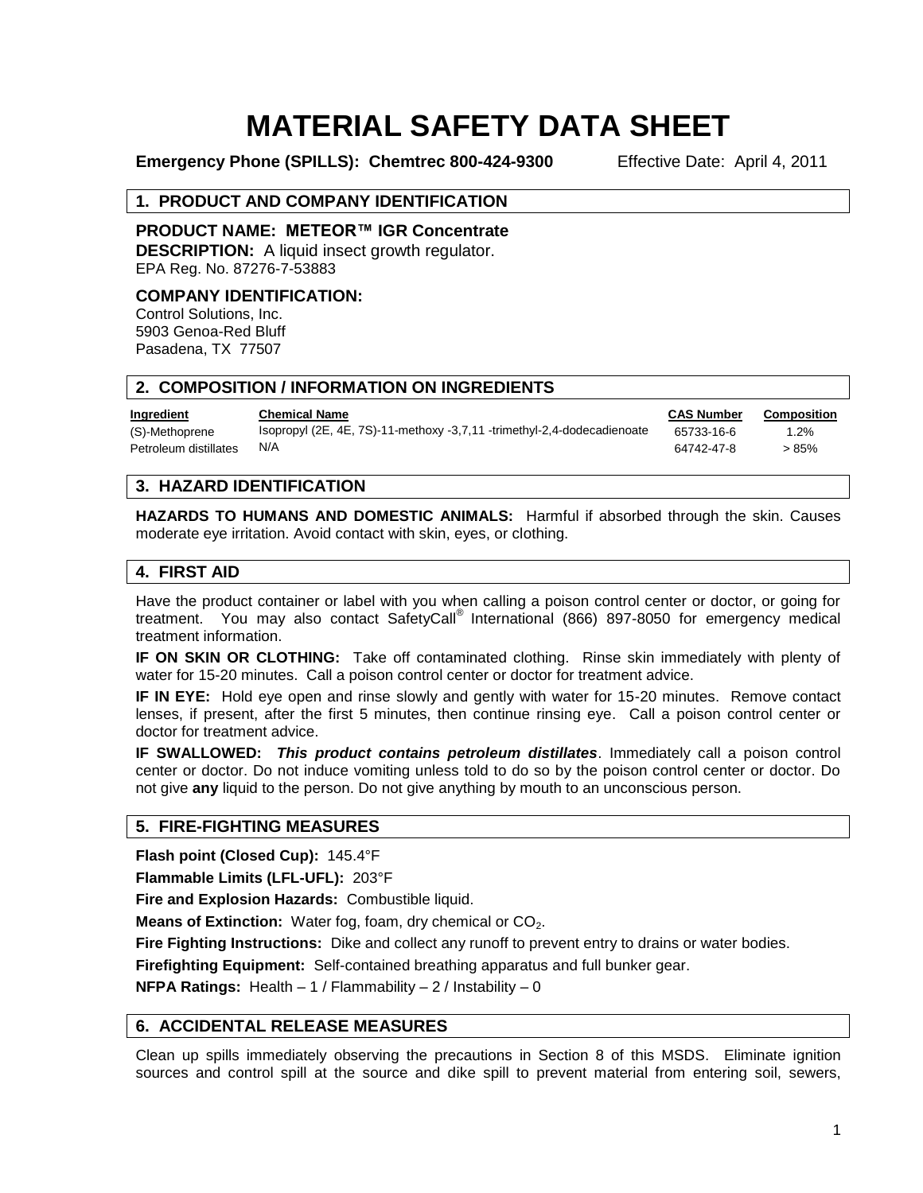# MATERIAL SAFETY DATA SHEET

**Emergency Phone (SPILLS): Chemtrec 800-424-9300** Effective Date: April 4, 2011

## 1. PRODUCT AND COMPANY IDENTIFICATION

**PRODUCT NAME: METEOR™ IGR Concentrate**
**DESCRIPTION:** A liquid insect growth regulator.
EPA Reg. No. 87276-7-53883

**COMPANY IDENTIFICATION:**
Control Solutions, Inc.
5903 Genoa-Red Bluff
Pasadena, TX 77507

## 2. COMPOSITION / INFORMATION ON INGREDIENTS

| Ingredient | Chemical Name | CAS Number | Composition |
|---|---|---|---|
| (S)-Methoprene | Isopropyl (2E, 4E, 7S)-11-methoxy -3,7,11 -trimethyl-2,4-dodecadienoate | 65733-16-6 | 1.2% |
| Petroleum distillates | N/A | 64742-47-8 | > 85% |

## 3. HAZARD IDENTIFICATION

**HAZARDS TO HUMANS AND DOMESTIC ANIMALS:** Harmful if absorbed through the skin. Causes moderate eye irritation. Avoid contact with skin, eyes, or clothing.

## 4. FIRST AID

Have the product container or label with you when calling a poison control center or doctor, or going for treatment. You may also contact SafetyCall® International (866) 897-8050 for emergency medical treatment information.

**IF ON SKIN OR CLOTHING:** Take off contaminated clothing. Rinse skin immediately with plenty of water for 15-20 minutes. Call a poison control center or doctor for treatment advice.

**IF IN EYE:** Hold eye open and rinse slowly and gently with water for 15-20 minutes. Remove contact lenses, if present, after the first 5 minutes, then continue rinsing eye. Call a poison control center or doctor for treatment advice.

**IF SWALLOWED:** ***This product contains petroleum distillates***. Immediately call a poison control center or doctor. Do not induce vomiting unless told to do so by the poison control center or doctor. Do not give **any** liquid to the person. Do not give anything by mouth to an unconscious person.

## 5. FIRE-FIGHTING MEASURES

**Flash point (Closed Cup):** 145.4°F

**Flammable Limits (LFL-UFL):** 203°F

**Fire and Explosion Hazards:** Combustible liquid.

**Means of Extinction:** Water fog, foam, dry chemical or $CO_2$.

**Fire Fighting Instructions:** Dike and collect any runoff to prevent entry to drains or water bodies.

**Firefighting Equipment:** Self-contained breathing apparatus and full bunker gear.

**NFPA Ratings:** Health – 1 / Flammability – 2 / Instability – 0

## 6. ACCIDENTAL RELEASE MEASURES

Clean up spills immediately observing the precautions in Section 8 of this MSDS. Eliminate ignition sources and control spill at the source and dike spill to prevent material from entering soil, sewers,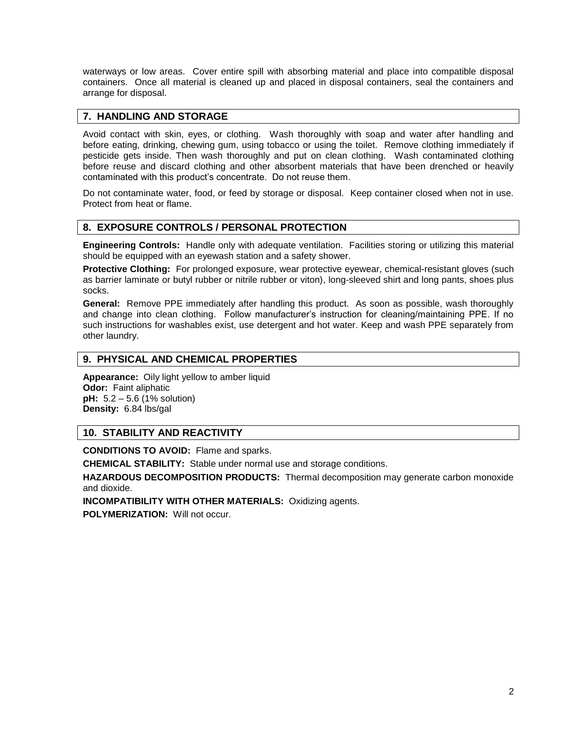waterways or low areas. Cover entire spill with absorbing material and place into compatible disposal containers. Once all material is cleaned up and placed in disposal containers, seal the containers and arrange for disposal.

## 7. HANDLING AND STORAGE

Avoid contact with skin, eyes, or clothing. Wash thoroughly with soap and water after handling and before eating, drinking, chewing gum, using tobacco or using the toilet. Remove clothing immediately if pesticide gets inside. Then wash thoroughly and put on clean clothing. Wash contaminated clothing before reuse and discard clothing and other absorbent materials that have been drenched or heavily contaminated with this product's concentrate. Do not reuse them.

Do not contaminate water, food, or feed by storage or disposal. Keep container closed when not in use. Protect from heat or flame.

## 8. EXPOSURE CONTROLS / PERSONAL PROTECTION

**Engineering Controls:** Handle only with adequate ventilation. Facilities storing or utilizing this material should be equipped with an eyewash station and a safety shower.

**Protective Clothing:** For prolonged exposure, wear protective eyewear, chemical-resistant gloves (such as barrier laminate or butyl rubber or nitrile rubber or viton), long-sleeved shirt and long pants, shoes plus socks.

**General:** Remove PPE immediately after handling this product. As soon as possible, wash thoroughly and change into clean clothing. Follow manufacturer's instruction for cleaning/maintaining PPE. If no such instructions for washables exist, use detergent and hot water. Keep and wash PPE separately from other laundry.

## 9. PHYSICAL AND CHEMICAL PROPERTIES

**Appearance:** Oily light yellow to amber liquid
**Odor:** Faint aliphatic
**pH:** 5.2 – 5.6 (1% solution)
**Density:** 6.84 lbs/gal

## 10. STABILITY AND REACTIVITY

**CONDITIONS TO AVOID:** Flame and sparks.

**CHEMICAL STABILITY:** Stable under normal use and storage conditions.

**HAZARDOUS DECOMPOSITION PRODUCTS:** Thermal decomposition may generate carbon monoxide and dioxide.

**INCOMPATIBILITY WITH OTHER MATERIALS:** Oxidizing agents.

**POLYMERIZATION:** Will not occur.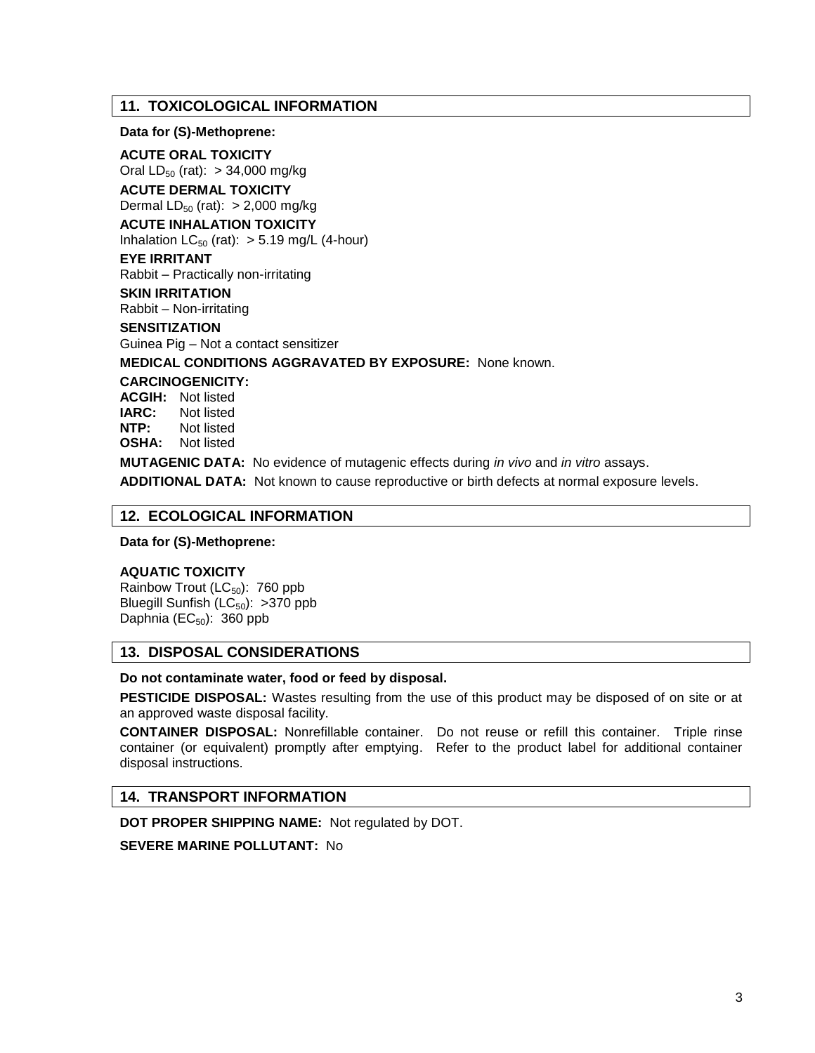## 11. TOXICOLOGICAL INFORMATION

**Data for (S)-Methoprene:**

**ACUTE ORAL TOXICITY**
Oral $LD_{50}$ (rat): > 34,000 mg/kg

**ACUTE DERMAL TOXICITY**
Dermal $LD_{50}$ (rat): > 2,000 mg/kg

**ACUTE INHALATION TOXICITY**
Inhalation $LC_{50}$ (rat): > 5.19 mg/L (4-hour)

**EYE IRRITANT**
Rabbit – Practically non-irritating

**SKIN IRRITATION**
Rabbit – Non-irritating

**SENSITIZATION**
Guinea Pig – Not a contact sensitizer

**MEDICAL CONDITIONS AGGRAVATED BY EXPOSURE:** None known.

**CARCINOGENICITY:**
**ACGIH:** Not listed
**IARC:** Not listed
**NTP:** Not listed
**OSHA:** Not listed

**MUTAGENIC DATA:** No evidence of mutagenic effects during *in vivo* and *in vitro* assays.

**ADDITIONAL DATA:** Not known to cause reproductive or birth defects at normal exposure levels.

## 12. ECOLOGICAL INFORMATION

**Data for (S)-Methoprene:**

**AQUATIC TOXICITY**
Rainbow Trout ($LC_{50}$): 760 ppb
Bluegill Sunfish ($LC_{50}$): >370 ppb
Daphnia ($EC_{50}$): 360 ppb

## 13. DISPOSAL CONSIDERATIONS

**Do not contaminate water, food or feed by disposal.**

**PESTICIDE DISPOSAL:** Wastes resulting from the use of this product may be disposed of on site or at an approved waste disposal facility.

**CONTAINER DISPOSAL:** Nonrefillable container. Do not reuse or refill this container. Triple rinse container (or equivalent) promptly after emptying. Refer to the product label for additional container disposal instructions.

## 14. TRANSPORT INFORMATION

**DOT PROPER SHIPPING NAME:** Not regulated by DOT.

**SEVERE MARINE POLLUTANT:** No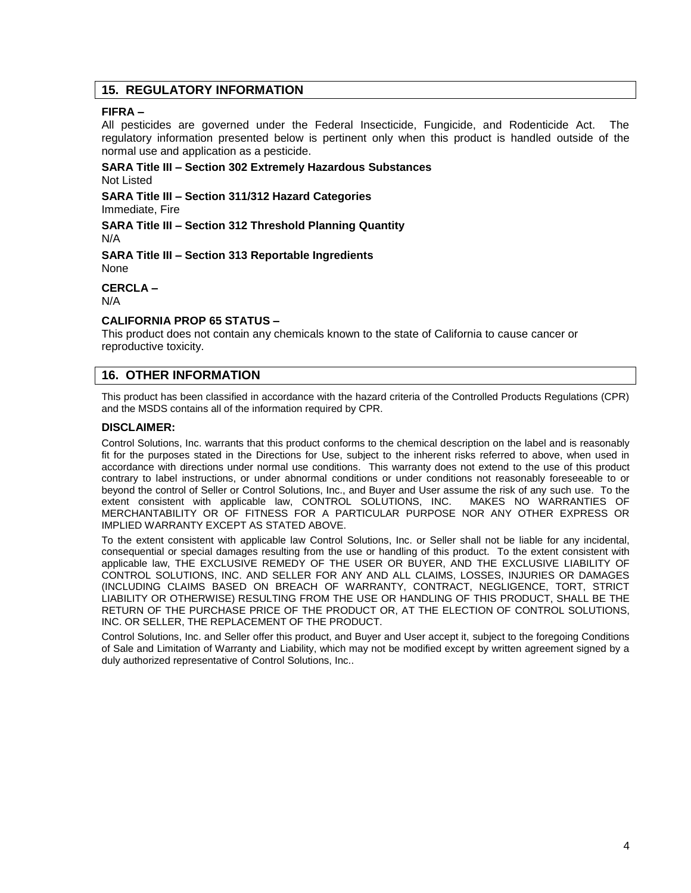## 15. REGULATORY INFORMATION

**FIFRA –**

All pesticides are governed under the Federal Insecticide, Fungicide, and Rodenticide Act. The regulatory information presented below is pertinent only when this product is handled outside of the normal use and application as a pesticide.

**SARA Title III – Section 302 Extremely Hazardous Substances**

Not Listed

**SARA Title III – Section 311/312 Hazard Categories**

Immediate, Fire

**SARA Title III – Section 312 Threshold Planning Quantity**

N/A

**SARA Title III – Section 313 Reportable Ingredients**

None

**CERCLA –**

N/A

**CALIFORNIA PROP 65 STATUS –**

This product does not contain any chemicals known to the state of California to cause cancer or reproductive toxicity.

## 16. OTHER INFORMATION

This product has been classified in accordance with the hazard criteria of the Controlled Products Regulations (CPR) and the MSDS contains all of the information required by CPR.

**DISCLAIMER:**

Control Solutions, Inc. warrants that this product conforms to the chemical description on the label and is reasonably fit for the purposes stated in the Directions for Use, subject to the inherent risks referred to above, when used in accordance with directions under normal use conditions. This warranty does not extend to the use of this product contrary to label instructions, or under abnormal conditions or under conditions not reasonably foreseeable to or beyond the control of Seller or Control Solutions, Inc., and Buyer and User assume the risk of any such use. To the extent consistent with applicable law, CONTROL SOLUTIONS, INC. MAKES NO WARRANTIES OF MERCHANTABILITY OR OF FITNESS FOR A PARTICULAR PURPOSE NOR ANY OTHER EXPRESS OR IMPLIED WARRANTY EXCEPT AS STATED ABOVE.

To the extent consistent with applicable law Control Solutions, Inc. or Seller shall not be liable for any incidental, consequential or special damages resulting from the use or handling of this product. To the extent consistent with applicable law, THE EXCLUSIVE REMEDY OF THE USER OR BUYER, AND THE EXCLUSIVE LIABILITY OF CONTROL SOLUTIONS, INC. AND SELLER FOR ANY AND ALL CLAIMS, LOSSES, INJURIES OR DAMAGES (INCLUDING CLAIMS BASED ON BREACH OF WARRANTY, CONTRACT, NEGLIGENCE, TORT, STRICT LIABILITY OR OTHERWISE) RESULTING FROM THE USE OR HANDLING OF THIS PRODUCT, SHALL BE THE RETURN OF THE PURCHASE PRICE OF THE PRODUCT OR, AT THE ELECTION OF CONTROL SOLUTIONS, INC. OR SELLER, THE REPLACEMENT OF THE PRODUCT.

Control Solutions, Inc. and Seller offer this product, and Buyer and User accept it, subject to the foregoing Conditions of Sale and Limitation of Warranty and Liability, which may not be modified except by written agreement signed by a duly authorized representative of Control Solutions, Inc..